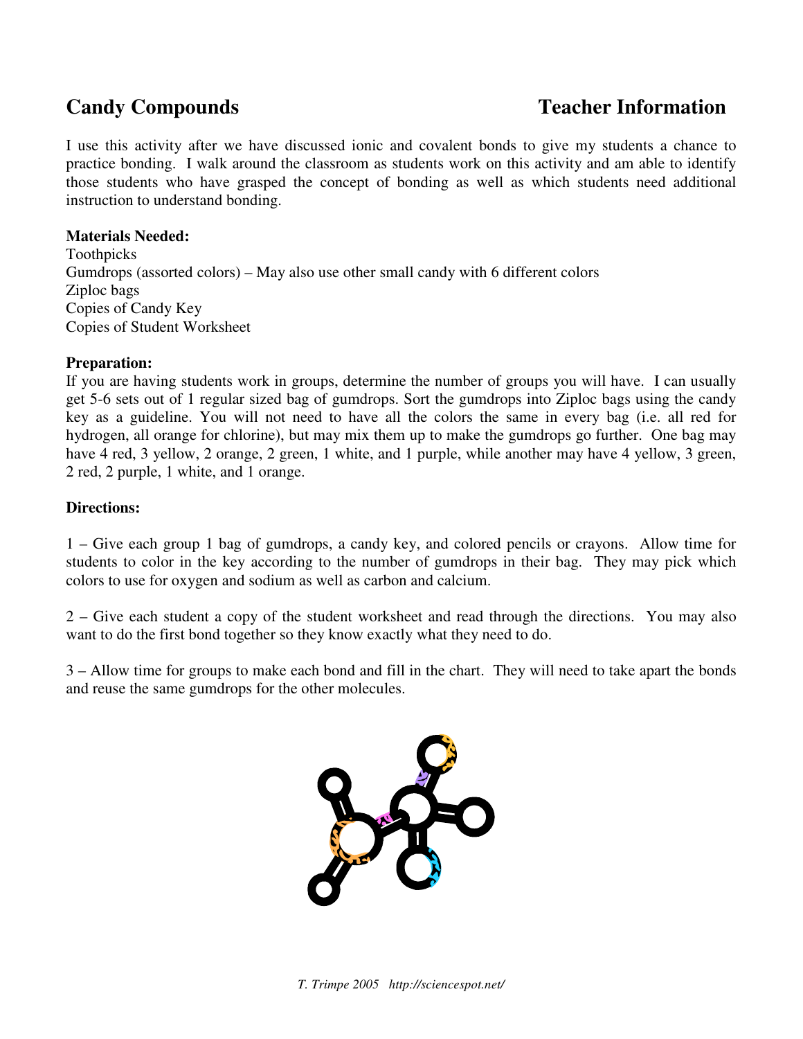# Candy Compounds

## Teacher Information

I use this activity after we have discussed ionic and covalent bonds to give my students a chance to practice bonding. I walk around the classroom as students work on this activity and am able to identify those students who have grasped the concept of bonding as well as which students need additional instruction to understand bonding.

**Materials Needed:**
Toothpicks
Gumdrops (assorted colors) – May also use other small candy with 6 different colors
Ziploc bags
Copies of Candy Key
Copies of Student Worksheet

**Preparation:**
If you are having students work in groups, determine the number of groups you will have. I can usually get 5-6 sets out of 1 regular sized bag of gumdrops. Sort the gumdrops into Ziploc bags using the candy key as a guideline. You will not need to have all the colors the same in every bag (i.e. all red for hydrogen, all orange for chlorine), but may mix them up to make the gumdrops go further. One bag may have 4 red, 3 yellow, 2 orange, 2 green, 1 white, and 1 purple, while another may have 4 yellow, 3 green, 2 red, 2 purple, 1 white, and 1 orange.

**Directions:**

1 – Give each group 1 bag of gumdrops, a candy key, and colored pencils or crayons. Allow time for students to color in the key according to the number of gumdrops in their bag. They may pick which colors to use for oxygen and sodium as well as carbon and calcium.

2 – Give each student a copy of the student worksheet and read through the directions. You may also want to do the first bond together so they know exactly what they need to do.

3 – Allow time for groups to make each bond and fill in the chart. They will need to take apart the bonds and reuse the same gumdrops for the other molecules.

*T. Trimpe 2005 http://sciencespot.net/*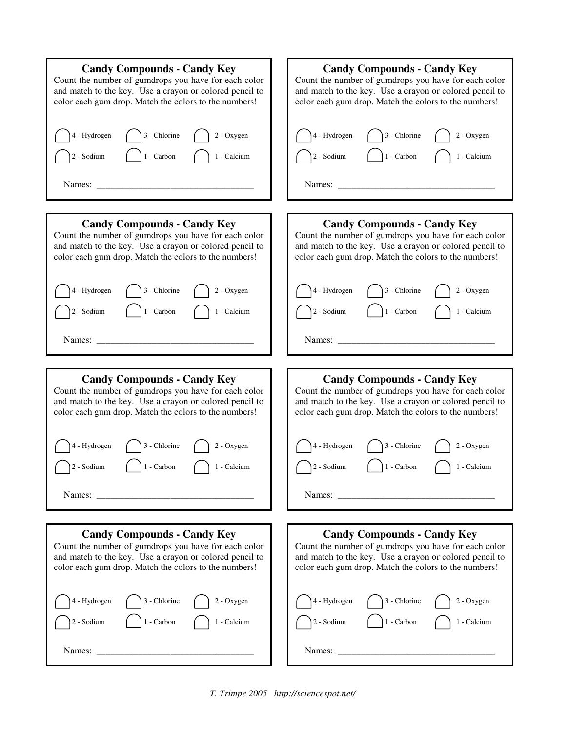### Candy Compounds - Candy Key

Count the number of gumdrops you have for each color and match to the key. Use a crayon or colored pencil to color each gum drop. Match the colors to the numbers!

| | | |
|---|---|---|
| 4 - Hydrogen | 3 - Chlorine | 2 - Oxygen |
| 2 - Sodium | 1 - Carbon | 1 - Calcium |

Names: ________________________________

### Candy Compounds - Candy Key

Count the number of gumdrops you have for each color and match to the key. Use a crayon or colored pencil to color each gum drop. Match the colors to the numbers!

| | | |
|---|---|---|
| 4 - Hydrogen | 3 - Chlorine | 2 - Oxygen |
| 2 - Sodium | 1 - Carbon | 1 - Calcium |

Names: ________________________________

### Candy Compounds - Candy Key

Count the number of gumdrops you have for each color and match to the key. Use a crayon or colored pencil to color each gum drop. Match the colors to the numbers!

| | | |
|---|---|---|
| 4 - Hydrogen | 3 - Chlorine | 2 - Oxygen |
| 2 - Sodium | 1 - Carbon | 1 - Calcium |

Names: ________________________________

### Candy Compounds - Candy Key

Count the number of gumdrops you have for each color and match to the key. Use a crayon or colored pencil to color each gum drop. Match the colors to the numbers!

| | | |
|---|---|---|
| 4 - Hydrogen | 3 - Chlorine | 2 - Oxygen |
| 2 - Sodium | 1 - Carbon | 1 - Calcium |

Names: ________________________________

### Candy Compounds - Candy Key

Count the number of gumdrops you have for each color and match to the key. Use a crayon or colored pencil to color each gum drop. Match the colors to the numbers!

| | | |
|---|---|---|
| 4 - Hydrogen | 3 - Chlorine | 2 - Oxygen |
| 2 - Sodium | 1 - Carbon | 1 - Calcium |

Names: ________________________________

### Candy Compounds - Candy Key

Count the number of gumdrops you have for each color and match to the key. Use a crayon or colored pencil to color each gum drop. Match the colors to the numbers!

| | | |
|---|---|---|
| 4 - Hydrogen | 3 - Chlorine | 2 - Oxygen |
| 2 - Sodium | 1 - Carbon | 1 - Calcium |

Names: ________________________________

### Candy Compounds - Candy Key

Count the number of gumdrops you have for each color and match to the key. Use a crayon or colored pencil to color each gum drop. Match the colors to the numbers!

| | | |
|---|---|---|
| 4 - Hydrogen | 3 - Chlorine | 2 - Oxygen |
| 2 - Sodium | 1 - Carbon | 1 - Calcium |

Names: ________________________________

### Candy Compounds - Candy Key

Count the number of gumdrops you have for each color and match to the key. Use a crayon or colored pencil to color each gum drop. Match the colors to the numbers!

| | | |
|---|---|---|
| 4 - Hydrogen | 3 - Chlorine | 2 - Oxygen |
| 2 - Sodium | 1 - Carbon | 1 - Calcium |

Names: ________________________________

*T. Trimpe 2005 http://sciencespot.net/*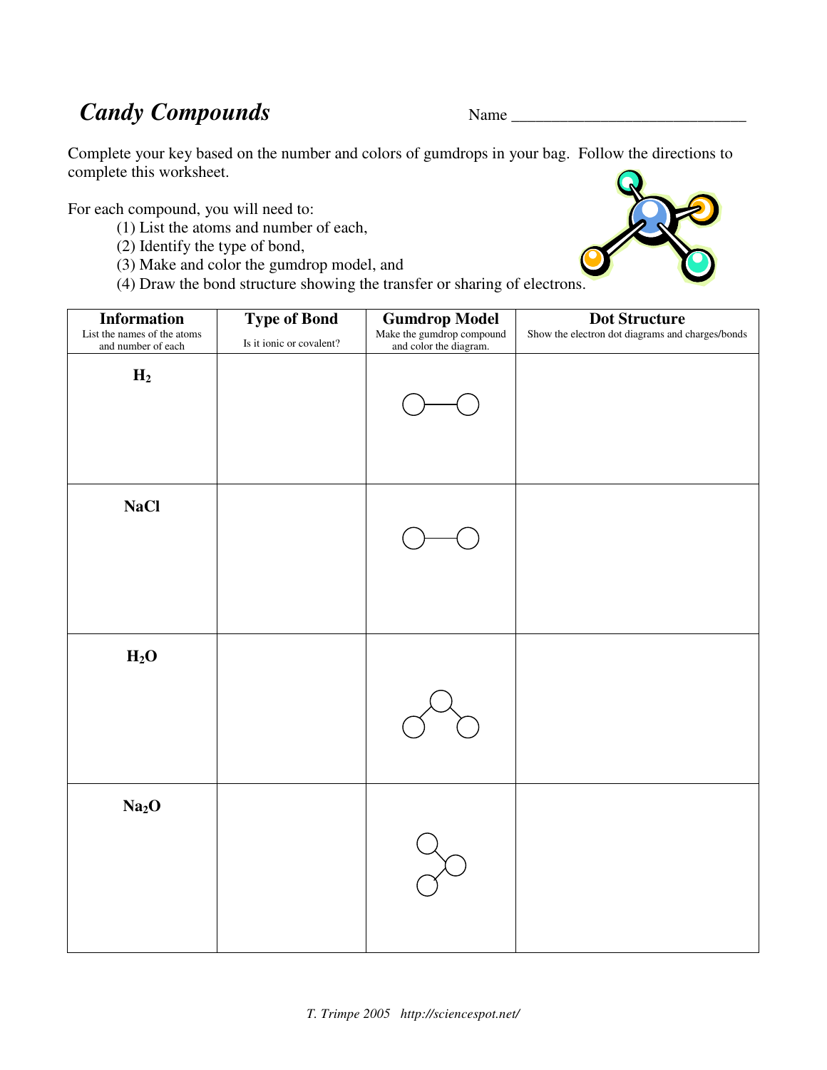# *Candy Compounds*

Name ______________________________

Complete your key based on the number and colors of gumdrops in your bag. Follow the directions to complete this worksheet.

For each compound, you will need to:

(1) List the atoms and number of each,
(2) Identify the type of bond,
(3) Make and color the gumdrop model, and
(4) Draw the bond structure showing the transfer or sharing of electrons.

| **Information** List the names of the atoms and number of each | **Type of Bond** Is it ionic or covalent? | **Gumdrop Model** Make the gumdrop compound and color the diagram. | **Dot Structure** Show the electron dot diagrams and charges/bonds |
|---|---|---|---|
| **$H_2$** | | | |
| **NaCl** | | | |
| **$H_2O$** | | | |
| **$Na_2O$** | | | |

*T. Trimpe 2005 http://sciencespot.net/*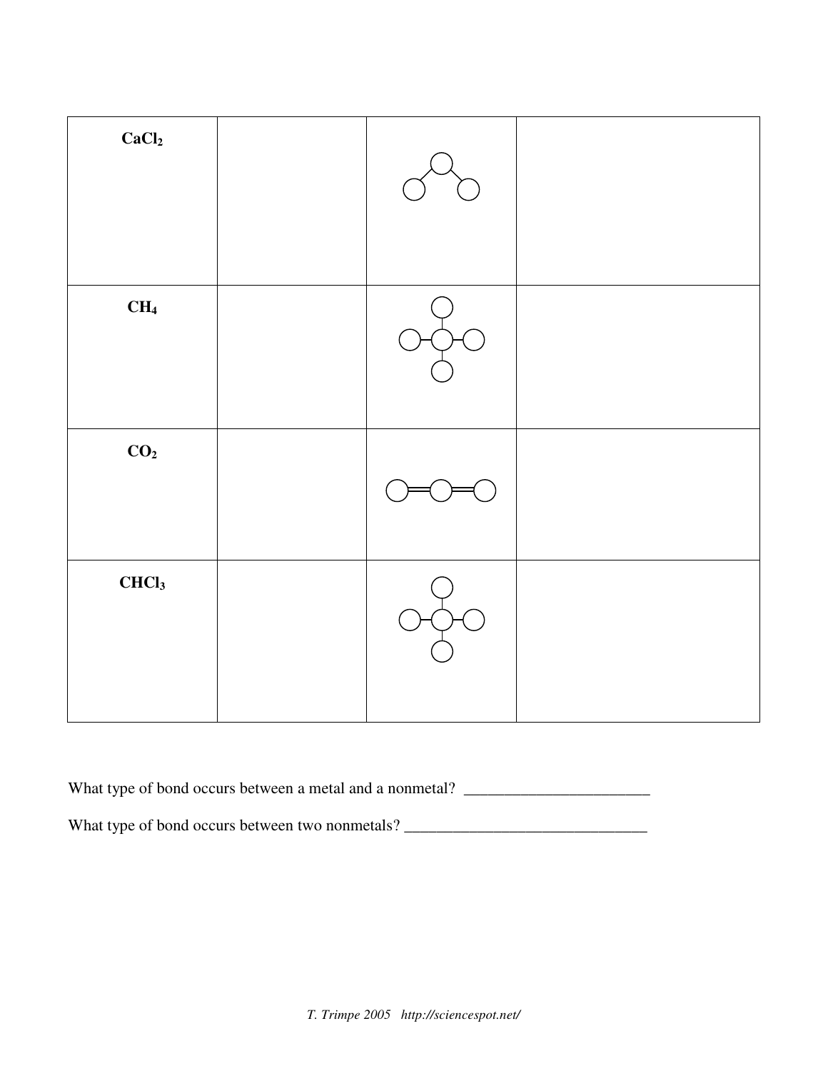| $CaCl_2$ | | | |
|---|---|---|---|
| $CH_4$ | | | |
| $CO_2$ | | | |
| $CHCl_3$ | | | |

What type of bond occurs between a metal and a nonmetal? ________________________

What type of bond occurs between two nonmetals? _______________________________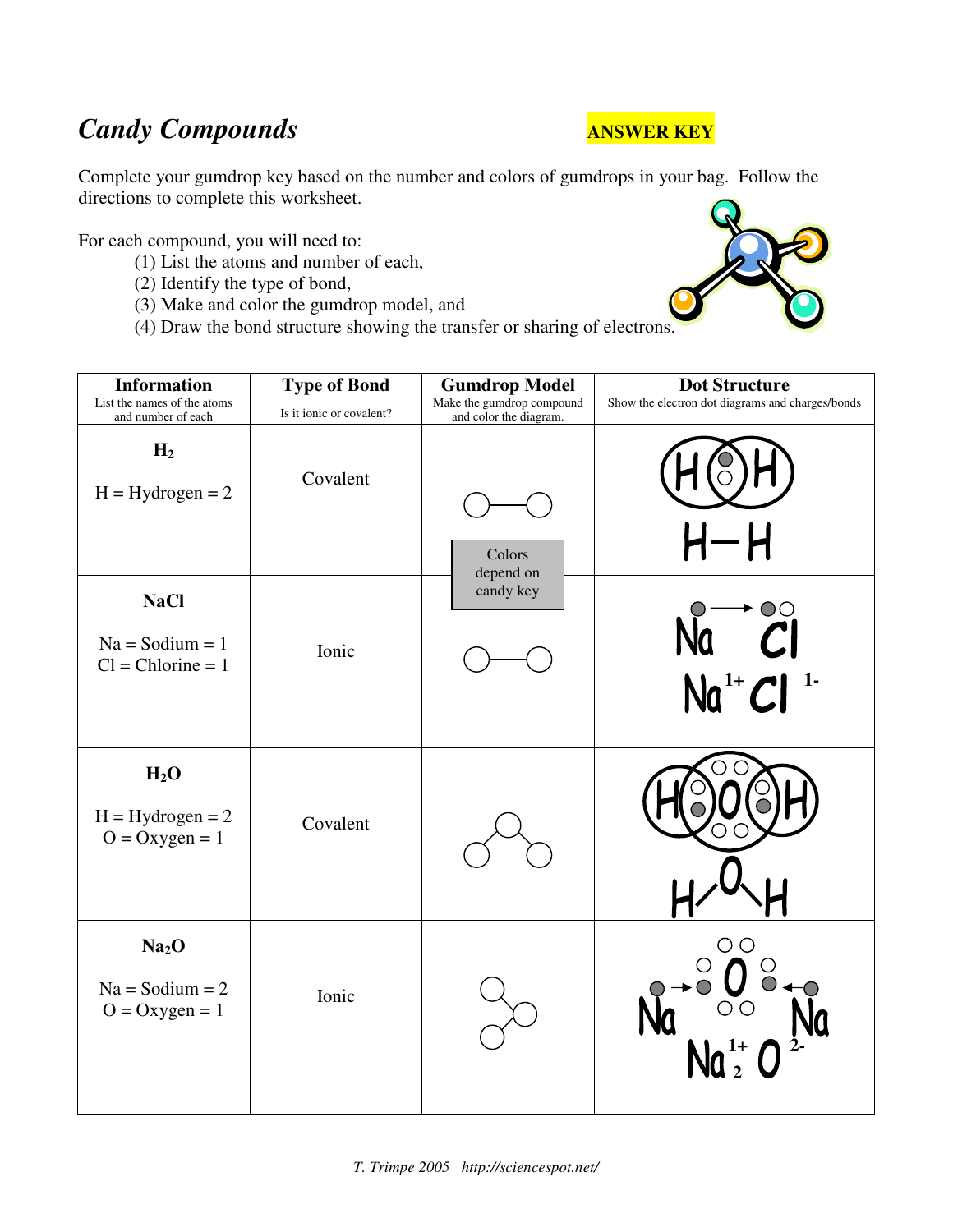# *Candy Compounds*

**ANSWER KEY**

Complete your gumdrop key based on the number and colors of gumdrops in your bag. Follow the directions to complete this worksheet.

For each compound, you will need to:

(1) List the atoms and number of each,
(2) Identify the type of bond,
(3) Make and color the gumdrop model, and
(4) Draw the bond structure showing the transfer or sharing of electrons.

| **Information**<br>List the names of the atoms and number of each | **Type of Bond**<br>Is it ionic or covalent? | **Gumdrop Model**<br>Make the gumdrop compound and color the diagram. | **Dot Structure**<br>Show the electron dot diagrams and charges/bonds |
|---|---|---|---|
| **$H_2$**<br>H = Hydrogen = 2 | Covalent | Colors depend on candy key | H–H |
| **NaCl**<br>Na = Sodium = 1<br>Cl = Chlorine = 1 | Ionic | | $Na^{1+}$ $Cl^{1-}$ |
| **$H_2O$**<br>H = Hydrogen = 2<br>O = Oxygen = 1 | Covalent | | H–O–H |
| **$Na_2O$**<br>Na = Sodium = 2<br>O = Oxygen = 1 | Ionic | | $Na^{1+}_2$ $O^{2-}$ |

*T. Trimpe 2005 http://sciencespot.net/*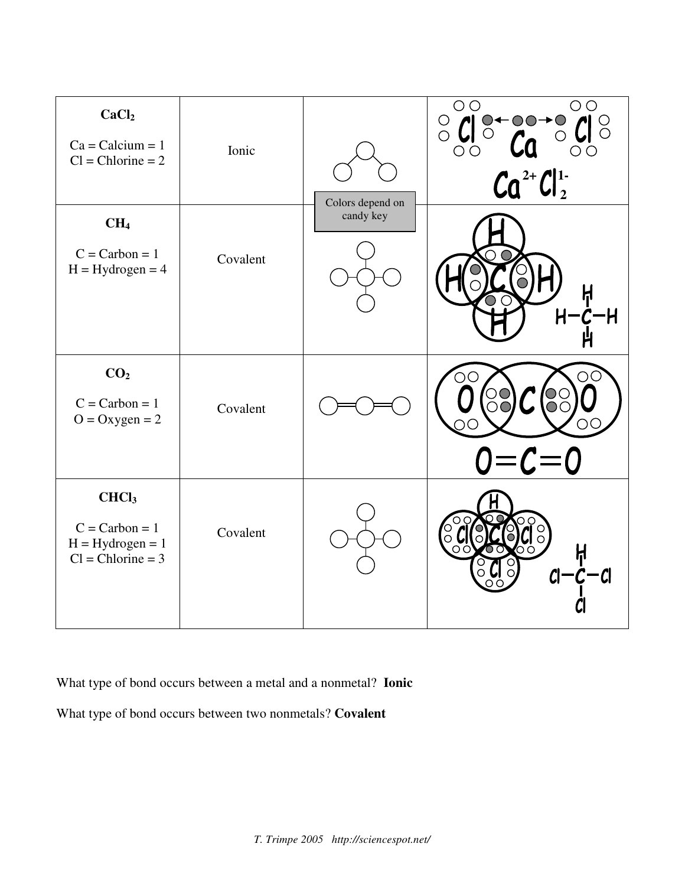| | | | |
|---|---|---|---|
| **$CaCl_2$**<br><br>Ca = Calcium = 1<br>Cl = Chlorine = 2 | Ionic | | $Ca^{2+}Cl^{1-}_2$ |
| **$CH_4$**<br><br>C = Carbon = 1<br>H = Hydrogen = 4 | Covalent | Colors depend on candy key | |
| **$CO_2$**<br><br>C = Carbon = 1<br>O = Oxygen = 2 | Covalent | | O=C=O |
| **$CHCl_3$**<br><br>C = Carbon = 1<br>H = Hydrogen = 1<br>Cl = Chlorine = 3 | Covalent | | |

What type of bond occurs between a metal and a nonmetal? **Ionic**

What type of bond occurs between two nonmetals? **Covalent**

*T. Trimpe 2005 http://sciencespot.net/*